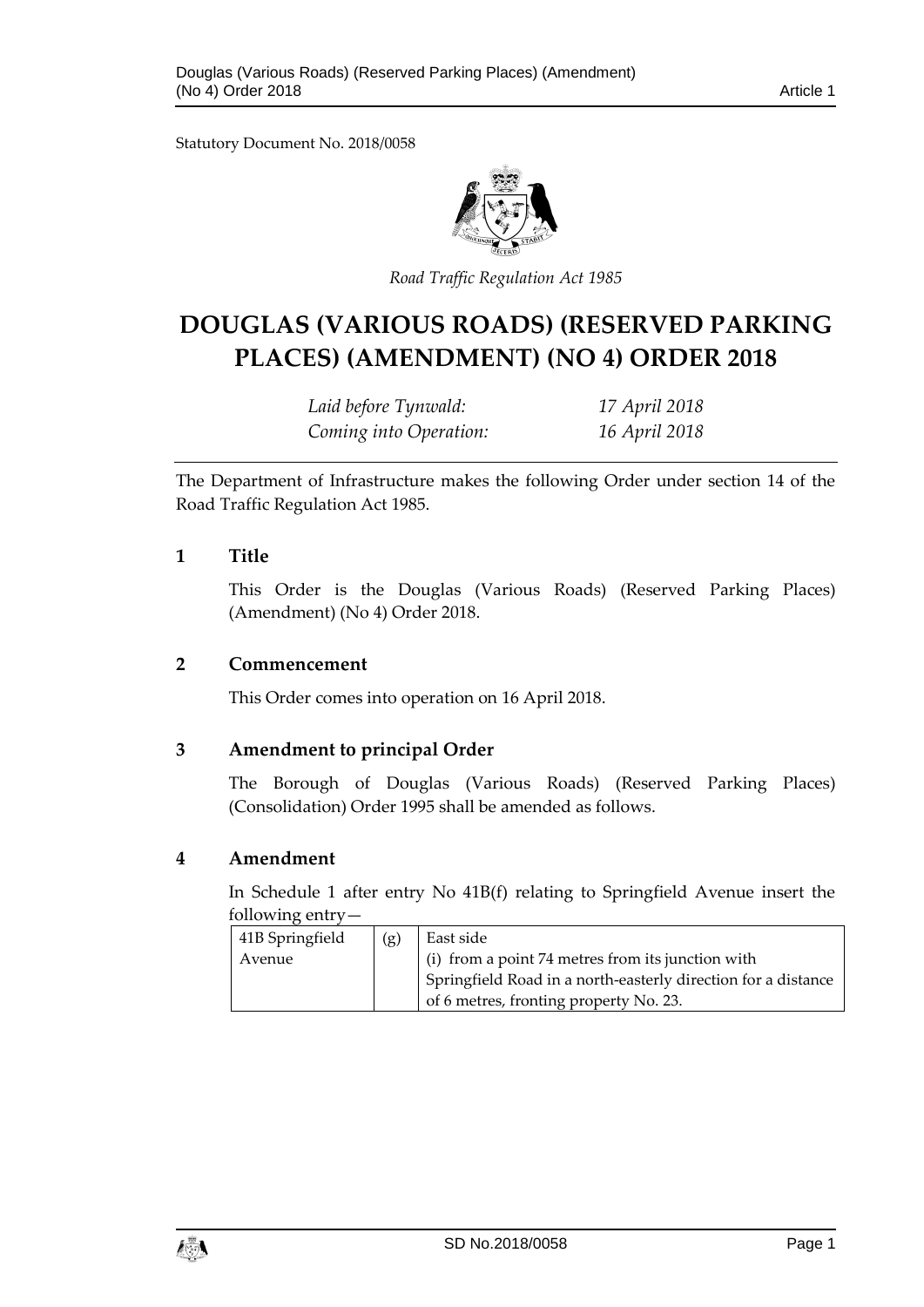Statutory Document No. 2018/0058

*Road Traffic Regulation Act 1985*

# DOUGLAS (VARIOUS ROADS) (RESERVED PARKING PLACES) (AMENDMENT) (NO 4) ORDER 2018

| | |
|---|---|
| *Laid before Tynwald:* | *17 April 2018* |
| *Coming into Operation:* | *16 April 2018* |

The Department of Infrastructure makes the following Order under section 14 of the Road Traffic Regulation Act 1985.

## 1 Title

This Order is the Douglas (Various Roads) (Reserved Parking Places) (Amendment) (No 4) Order 2018.

## 2 Commencement

This Order comes into operation on 16 April 2018.

## 3 Amendment to principal Order

The Borough of Douglas (Various Roads) (Reserved Parking Places) (Consolidation) Order 1995 shall be amended as follows.

## 4 Amendment

In Schedule 1 after entry No 41B(f) relating to Springfield Avenue insert the following entry—

| | | |
|---|---|---|
| 41B Springfield Avenue | (g) | East side<br>(i) from a point 74 metres from its junction with Springfield Road in a north-easterly direction for a distance of 6 metres, fronting property No. 23. |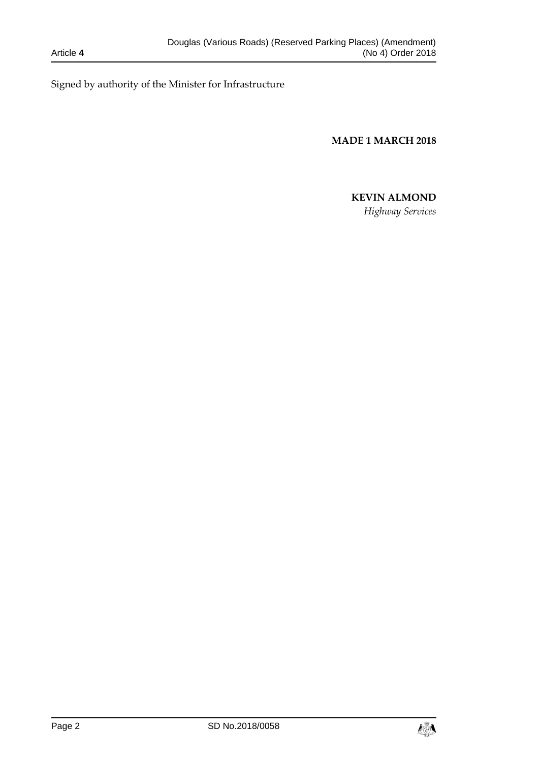Signed by authority of the Minister for Infrastructure

**MADE 1 MARCH 2018**

**KEVIN ALMOND**

*Highway Services*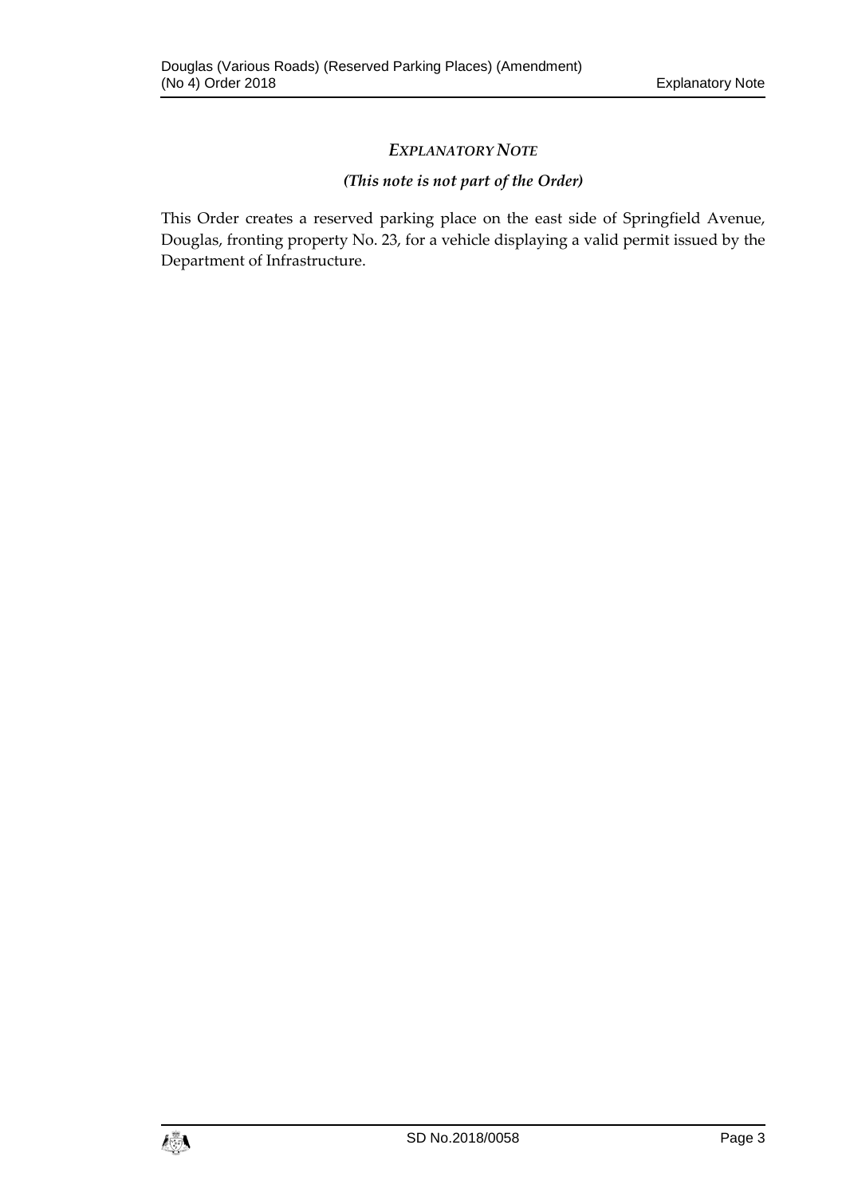## *EXPLANATORY NOTE*

***(This note is not part of the Order)***

This Order creates a reserved parking place on the east side of Springfield Avenue, Douglas, fronting property No. 23, for a vehicle displaying a valid permit issued by the Department of Infrastructure.